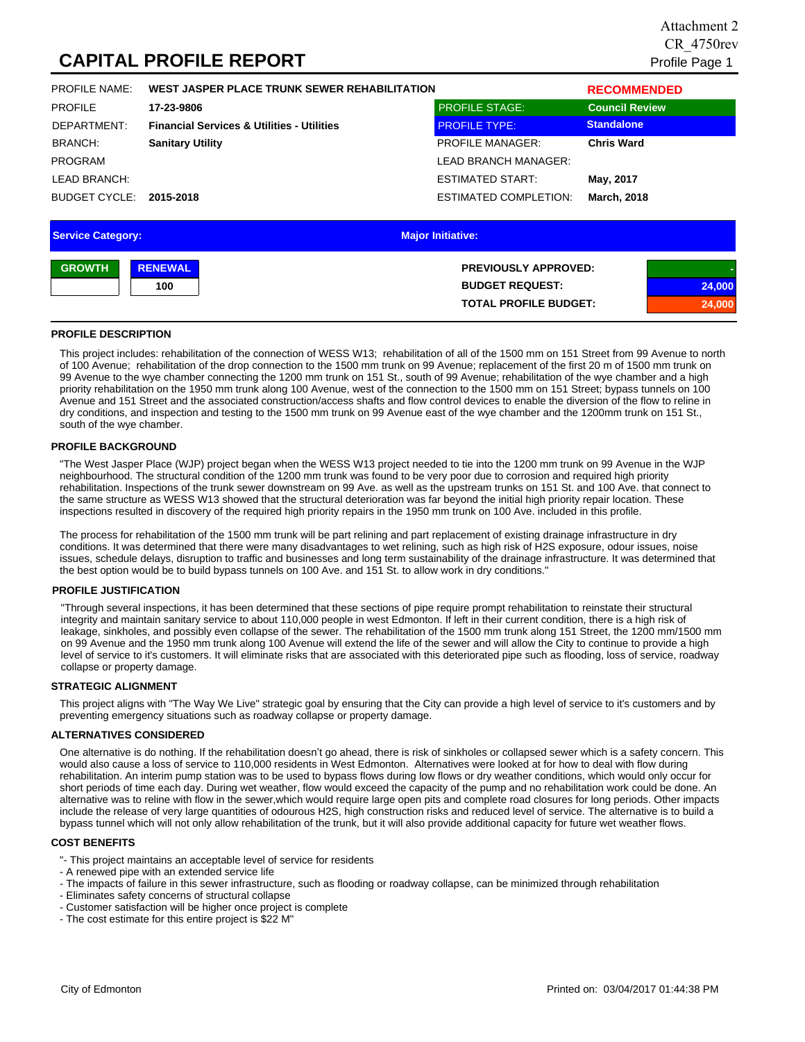Attachment 2
CR_4750rev

# CAPITAL PROFILE REPORT

| | | | |
|---|---|---|---|
| PROFILE NAME: | **WEST JASPER PLACE TRUNK SEWER REHABILITATION** | | **RECOMMENDED** |
| PROFILE | **17-23-9806** | PROFILE STAGE: | **Council Review** |
| DEPARTMENT: | **Financial Services & Utilities - Utilities** | PROFILE TYPE: | **Standalone** |
| BRANCH: | **Sanitary Utility** | PROFILE MANAGER: | **Chris Ward** |
| PROGRAM | | LEAD BRANCH MANAGER: | |
| LEAD BRANCH: | | ESTIMATED START: | **May, 2017** |
| BUDGET CYCLE: | **2015-2018** | ESTIMATED COMPLETION: | **March, 2018** |

**Service Category:** | **Major Initiative:**

| GROWTH | RENEWAL |
|---|---|
| | 100 |

| | |
|---|---|
| **PREVIOUSLY APPROVED:** | - |
| **BUDGET REQUEST:** | 24,000 |
| **TOTAL PROFILE BUDGET:** | 24,000 |

## PROFILE DESCRIPTION

This project includes: rehabilitation of the connection of WESS W13; rehabilitation of all of the 1500 mm on 151 Street from 99 Avenue to north of 100 Avenue; rehabilitation of the drop connection to the 1500 mm trunk on 99 Avenue; replacement of the first 20 m of 1500 mm trunk on 99 Avenue to the wye chamber connecting the 1200 mm trunk on 151 St., south of 99 Avenue; rehabilitation of the wye chamber and a high priority rehabilitation on the 1950 mm trunk along 100 Avenue, west of the connection to the 1500 mm on 151 Street; bypass tunnels on 100 Avenue and 151 Street and the associated construction/access shafts and flow control devices to enable the diversion of the flow to reline in dry conditions, and inspection and testing to the 1500 mm trunk on 99 Avenue east of the wye chamber and the 1200mm trunk on 151 St., south of the wye chamber.

## PROFILE BACKGROUND

"The West Jasper Place (WJP) project began when the WESS W13 project needed to tie into the 1200 mm trunk on 99 Avenue in the WJP neighbourhood. The structural condition of the 1200 mm trunk was found to be very poor due to corrosion and required high priority rehabilitation. Inspections of the trunk sewer downstream on 99 Ave. as well as the upstream trunks on 151 St. and 100 Ave. that connect to the same structure as WESS W13 showed that the structural deterioration was far beyond the initial high priority repair location. These inspections resulted in discovery of the required high priority repairs in the 1950 mm trunk on 100 Ave. included in this profile.

The process for rehabilitation of the 1500 mm trunk will be part relining and part replacement of existing drainage infrastructure in dry conditions. It was determined that there were many disadvantages to wet relining, such as high risk of H2S exposure, odour issues, noise issues, schedule delays, disruption to traffic and businesses and long term sustainability of the drainage infrastructure. It was determined that the best option would be to build bypass tunnels on 100 Ave. and 151 St. to allow work in dry conditions."

## PROFILE JUSTIFICATION

"Through several inspections, it has been determined that these sections of pipe require prompt rehabilitation to reinstate their structural integrity and maintain sanitary service to about 110,000 people in west Edmonton. If left in their current condition, there is a high risk of leakage, sinkholes, and possibly even collapse of the sewer. The rehabilitation of the 1500 mm trunk along 151 Street, the 1200 mm/1500 mm on 99 Avenue and the 1950 mm trunk along 100 Avenue will extend the life of the sewer and will allow the City to continue to provide a high level of service to it's customers. It will eliminate risks that are associated with this deteriorated pipe such as flooding, loss of service, roadway collapse or property damage.

## STRATEGIC ALIGNMENT

This project aligns with "The Way We Live" strategic goal by ensuring that the City can provide a high level of service to it's customers and by preventing emergency situations such as roadway collapse or property damage.

## ALTERNATIVES CONSIDERED

One alternative is do nothing. If the rehabilitation doesn't go ahead, there is risk of sinkholes or collapsed sewer which is a safety concern. This would also cause a loss of service to 110,000 residents in West Edmonton. Alternatives were looked at for how to deal with flow during rehabilitation. An interim pump station was to be used to bypass flows during low flows or dry weather conditions, which would only occur for short periods of time each day. During wet weather, flow would exceed the capacity of the pump and no rehabilitation work could be done. An alternative was to reline with flow in the sewer,which would require large open pits and complete road closures for long periods. Other impacts include the release of very large quantities of odourous H2S, high construction risks and reduced level of service. The alternative is to build a bypass tunnel which will not only allow rehabilitation of the trunk, but it will also provide additional capacity for future wet weather flows.

## COST BENEFITS

"- This project maintains an acceptable level of service for residents
- A renewed pipe with an extended service life
- The impacts of failure in this sewer infrastructure, such as flooding or roadway collapse, can be minimized through rehabilitation
- Eliminates safety concerns of structural collapse
- Customer satisfaction will be higher once project is complete
- The cost estimate for this entire project is $22 M"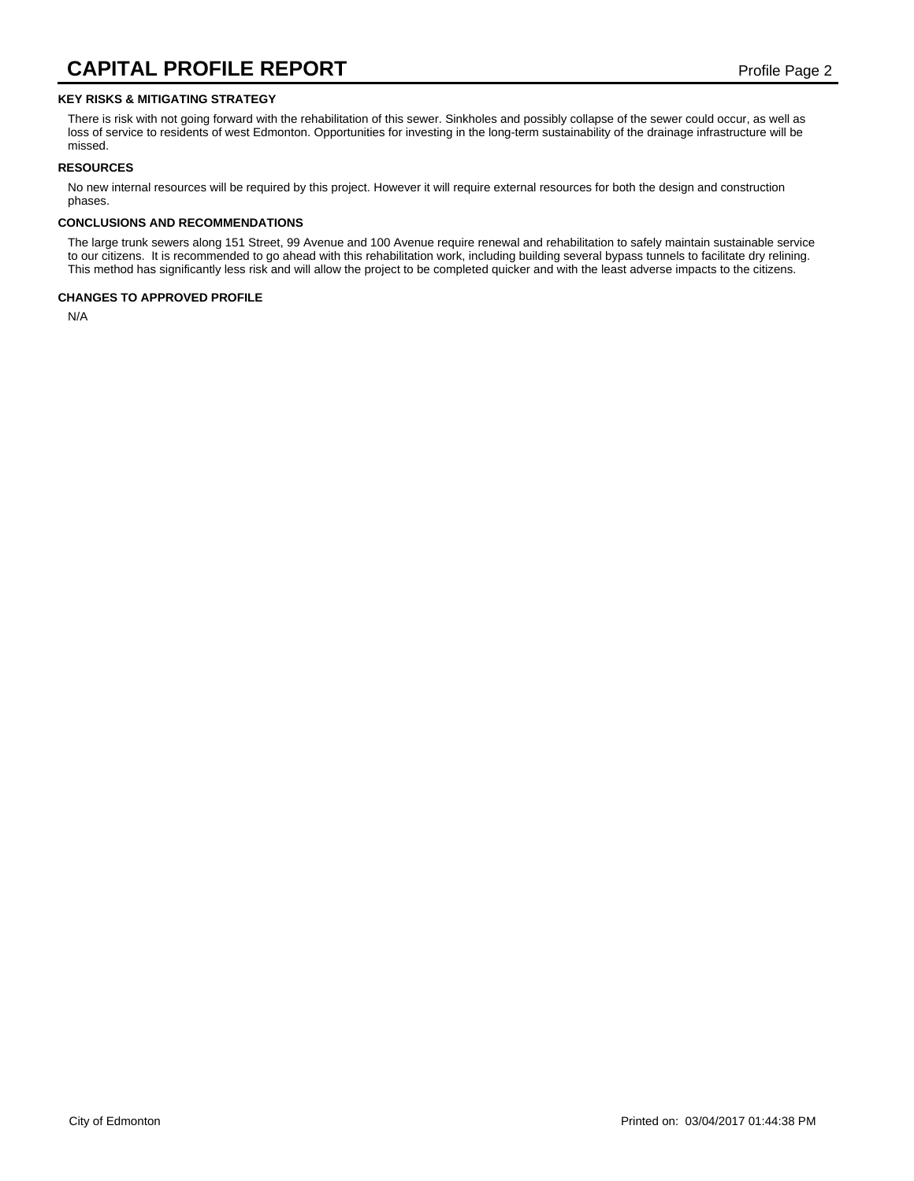## KEY RISKS & MITIGATING STRATEGY

There is risk with not going forward with the rehabilitation of this sewer. Sinkholes and possibly collapse of the sewer could occur, as well as loss of service to residents of west Edmonton. Opportunities for investing in the long-term sustainability of the drainage infrastructure will be missed.

## RESOURCES

No new internal resources will be required by this project. However it will require external resources for both the design and construction phases.

## CONCLUSIONS AND RECOMMENDATIONS

The large trunk sewers along 151 Street, 99 Avenue and 100 Avenue require renewal and rehabilitation to safely maintain sustainable service to our citizens. It is recommended to go ahead with this rehabilitation work, including building several bypass tunnels to facilitate dry relining. This method has significantly less risk and will allow the project to be completed quicker and with the least adverse impacts to the citizens.

## CHANGES TO APPROVED PROFILE

N/A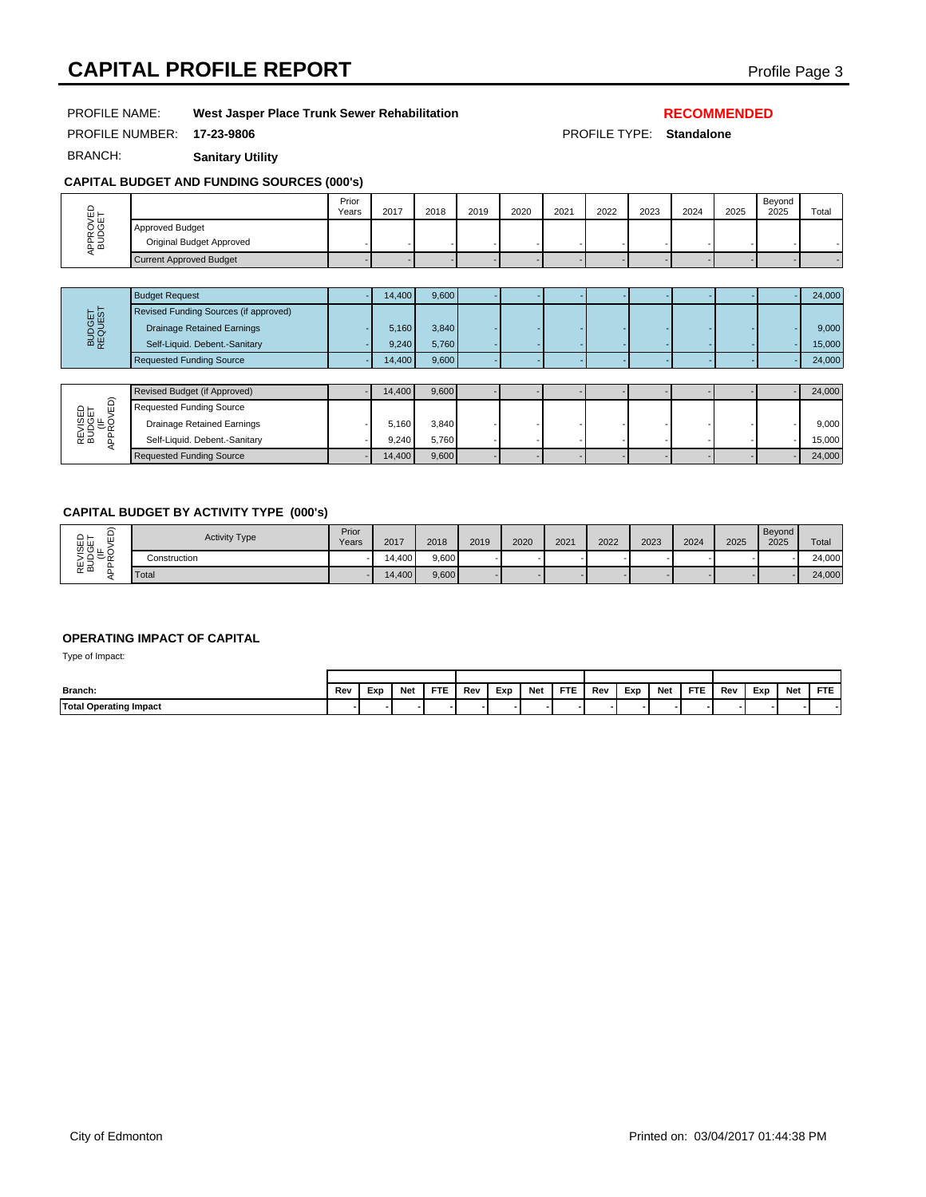# CAPITAL PROFILE REPORT

PROFILE NAME: **West Jasper Place Trunk Sewer Rehabilitation** **RECOMMENDED**

PROFILE NUMBER: **17-23-9806** PROFILE TYPE: **Standalone**

BRANCH: **Sanitary Utility**

### CAPITAL BUDGET AND FUNDING SOURCES (000's)

| | | Prior Years | 2017 | 2018 | 2019 | 2020 | 2021 | 2022 | 2023 | 2024 | 2025 | Beyond 2025 | Total |
|---|---|---|---|---|---|---|---|---|---|---|---|---|---|
| APPROVED BUDGET | Approved Budget | | | | | | | | | | | | |
| | Original Budget Approved | - | - | - | - | - | - | - | - | - | - | - | - |
| | Current Approved Budget | - | - | - | - | - | - | - | - | - | - | - | - |
| BUDGET REQUEST | Budget Request | - | 14,400 | 9,600 | - | - | - | - | - | - | - | - | 24,000 |
| | Revised Funding Sources (if approved) | | | | | | | | | | | | |
| | Drainage Retained Earnings | - | 5,160 | 3,840 | - | - | - | - | - | - | - | - | 9,000 |
| | Self-Liquid. Debent.-Sanitary | - | 9,240 | 5,760 | - | - | - | - | - | - | - | - | 15,000 |
| | Requested Funding Source | - | 14,400 | 9,600 | - | - | - | - | - | - | - | - | 24,000 |
| REVISED BUDGET (IF APPROVED) | Revised Budget (if Approved) | - | 14,400 | 9,600 | - | - | - | - | - | - | - | - | 24,000 |
| | Requested Funding Source | | | | | | | | | | | | |
| | Drainage Retained Earnings | - | 5,160 | 3,840 | - | - | - | - | - | - | - | - | 9,000 |
| | Self-Liquid. Debent.-Sanitary | - | 9,240 | 5,760 | - | - | - | - | - | - | - | - | 15,000 |
| | Requested Funding Source | - | 14,400 | 9,600 | - | - | - | - | - | - | - | - | 24,000 |

### CAPITAL BUDGET BY ACTIVITY TYPE (000's)

| | Activity Type | Prior Years | 2017 | 2018 | 2019 | 2020 | 2021 | 2022 | 2023 | 2024 | 2025 | Beyond 2025 | Total |
|---|---|---|---|---|---|---|---|---|---|---|---|---|---|
| REVISED BUDGET (IF APPROVED) | Construction | - | 14,400 | 9,600 | - | - | - | - | - | - | - | - | 24,000 |
| | Total | - | 14,400 | 9,600 | - | - | - | - | - | - | - | - | 24,000 |

### OPERATING IMPACT OF CAPITAL

Type of Impact:

| Branch: | Rev | Exp | Net | FTE | Rev | Exp | Net | FTE | Rev | Exp | Net | FTE | Rev | Exp | Net | FTE |
|---|---|---|---|---|---|---|---|---|---|---|---|---|---|---|---|---|
| **Total Operating Impact** | - | - | - | - | - | - | - | - | - | - | - | - | - | - | - | - |

City of Edmonton Printed on: 03/04/2017 01:44:38 PM